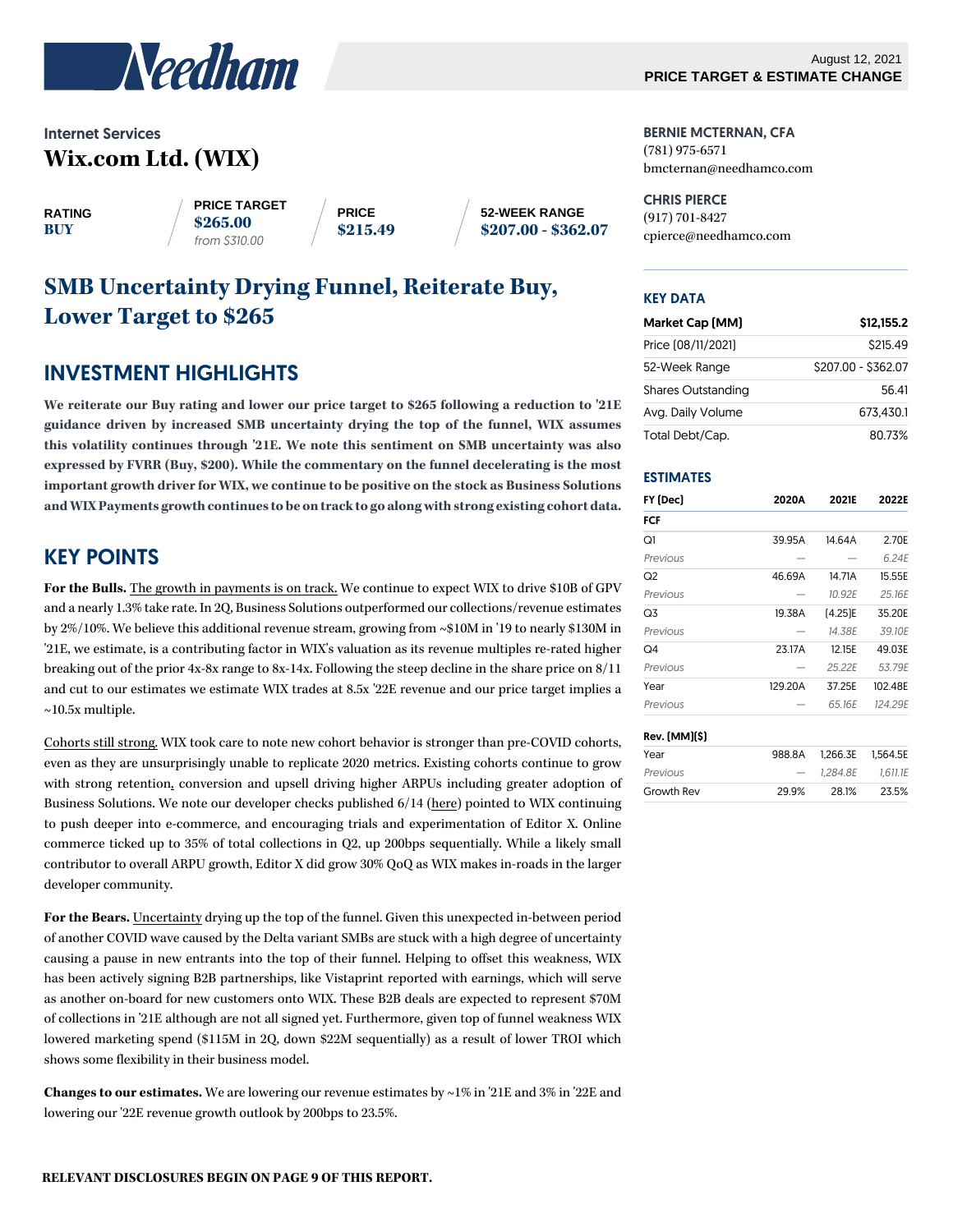August 12, 2021
**PRICE TARGET & ESTIMATE CHANGE**

Internet Services

# Wix.com Ltd. (WIX)

| RATING | PRICE TARGET | PRICE | 52-WEEK RANGE |
|---|---|---|---|
| **BUY** | **$265.00** *from $310.00* | **$215.49** | **$207.00 - $362.07** |

**BERNIE MCTERNAN, CFA**
(781) 975-6571
bmcternan@needhamco.com

**CHRIS PIERCE**
(917) 701-8427
cpierce@needhamco.com

## SMB Uncertainty Drying Funnel, Reiterate Buy, Lower Target to $265

## INVESTMENT HIGHLIGHTS

**We reiterate our Buy rating and lower our price target to $265 following a reduction to '21E guidance driven by increased SMB uncertainty drying the top of the funnel, WIX assumes this volatility continues through '21E. We note this sentiment on SMB uncertainty was also expressed by FVRR (Buy, $200). While the commentary on the funnel decelerating is the most important growth driver for WIX, we continue to be positive on the stock as Business Solutions and WIX Payments growth continues to be on track to go along with strong existing cohort data.**

## KEY POINTS

**For the Bulls.** The growth in payments is on track. We continue to expect WIX to drive $10B of GPV and a nearly 1.3% take rate. In 2Q, Business Solutions outperformed our collections/revenue estimates by 2%/10%. We believe this additional revenue stream, growing from ~$10M in '19 to nearly $130M in '21E, we estimate, is a contributing factor in WIX's valuation as its revenue multiples re-rated higher breaking out of the prior 4x-8x range to 8x-14x. Following the steep decline in the share price on 8/11 and cut to our estimates we estimate WIX trades at 8.5x '22E revenue and our price target implies a ~10.5x multiple.

Cohorts still strong. WIX took care to note new cohort behavior is stronger than pre-COVID cohorts, even as they are unsurprisingly unable to replicate 2020 metrics. Existing cohorts continue to grow with strong retention, conversion and upsell driving higher ARPUs including greater adoption of Business Solutions. We note our developer checks published 6/14 (here) pointed to WIX continuing to push deeper into e-commerce, and encouraging trials and experimentation of Editor X. Online commerce ticked up to 35% of total collections in Q2, up 200bps sequentially. While a likely small contributor to overall ARPU growth, Editor X did grow 30% QoQ as WIX makes in-roads in the larger developer community.

**For the Bears.** Uncertainty drying up the top of the funnel. Given this unexpected in-between period of another COVID wave caused by the Delta variant SMBs are stuck with a high degree of uncertainty causing a pause in new entrants into the top of their funnel. Helping to offset this weakness, WIX has been actively signing B2B partnerships, like Vistaprint reported with earnings, which will serve as another on-board for new customers onto WIX. These B2B deals are expected to represent $70M of collections in '21E although are not all signed yet. Furthermore, given top of funnel weakness WIX lowered marketing spend ($115M in 2Q, down $22M sequentially) as a result of lower TROI which shows some flexibility in their business model.

**Changes to our estimates.** We are lowering our revenue estimates by ~1% in '21E and 3% in '22E and lowering our '22E revenue growth outlook by 200bps to 23.5%.

### KEY DATA

| **Market Cap (MM)** | **$12,155.2** |
|---|---|
| Price (08/11/2021) | $215.49 |
| 52-Week Range | $207.00 - $362.07 |
| Shares Outstanding | 56.41 |
| Avg. Daily Volume | 673,430.1 |
| Total Debt/Cap. | 80.73% |

### ESTIMATES

| FY (Dec) | 2020A | 2021E | 2022E |
|---|---|---|---|
| **FCF** | | | |
| Q1 | 39.95A | 14.64A | 2.70E |
| *Previous* | — | — | *6.24E* |
| Q2 | 46.69A | 14.71A | 15.55E |
| *Previous* | — | *10.92E* | *25.16E* |
| Q3 | 19.38A | (4.25)E | 35.20E |
| *Previous* | — | *14.38E* | *39.10E* |
| Q4 | 23.17A | 12.15E | 49.03E |
| *Previous* | — | *25.22E* | *53.79E* |
| Year | 129.20A | 37.25E | 102.48E |
| *Previous* | — | *65.16E* | *124.29E* |
| **Rev. (MM)($)** | | | |
| Year | 988.8A | 1,266.3E | 1,564.5E |
| *Previous* | — | *1,284.8E* | *1,611.1E* |
| Growth Rev | 29.9% | 28.1% | 23.5% |

**RELEVANT DISCLOSURES BEGIN ON PAGE 9 OF THIS REPORT.**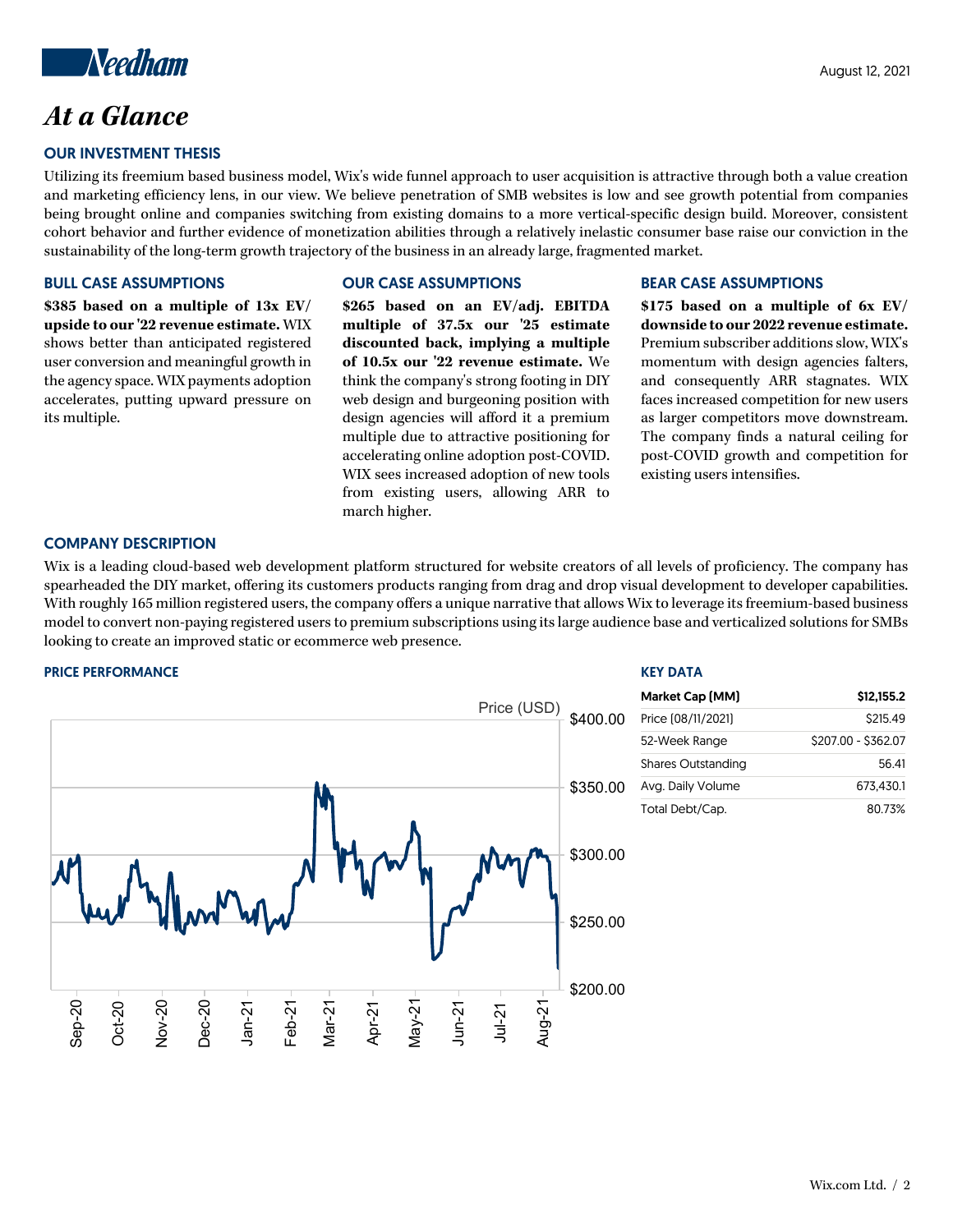August 12, 2021

# At a Glance

## OUR INVESTMENT THESIS

Utilizing its freemium based business model, Wix's wide funnel approach to user acquisition is attractive through both a value creation and marketing efficiency lens, in our view. We believe penetration of SMB websites is low and see growth potential from companies being brought online and companies switching from existing domains to a more vertical-specific design build. Moreover, consistent cohort behavior and further evidence of monetization abilities through a relatively inelastic consumer base raise our conviction in the sustainability of the long-term growth trajectory of the business in an already large, fragmented market.

### BULL CASE ASSUMPTIONS

**$385 based on a multiple of 13x EV/ upside to our '22 revenue estimate.** WIX shows better than anticipated registered user conversion and meaningful growth in the agency space. WIX payments adoption accelerates, putting upward pressure on its multiple.

### OUR CASE ASSUMPTIONS

**$265 based on an EV/adj. EBITDA multiple of 37.5x our '25 estimate discounted back, implying a multiple of 10.5x our '22 revenue estimate.** We think the company's strong footing in DIY web design and burgeoning position with design agencies will afford it a premium multiple due to attractive positioning for accelerating online adoption post-COVID. WIX sees increased adoption of new tools from existing users, allowing ARR to march higher.

### BEAR CASE ASSUMPTIONS

**$175 based on a multiple of 6x EV/ downside to our 2022 revenue estimate.** Premium subscriber additions slow, WIX's momentum with design agencies falters, and consequently ARR stagnates. WIX faces increased competition for new users as larger competitors move downstream. The company finds a natural ceiling for post-COVID growth and competition for existing users intensifies.

## COMPANY DESCRIPTION

Wix is a leading cloud-based web development platform structured for website creators of all levels of proficiency. The company has spearheaded the DIY market, offering its customers products ranging from drag and drop visual development to developer capabilities. With roughly 165 million registered users, the company offers a unique narrative that allows Wix to leverage its freemium-based business model to convert non-paying registered users to premium subscriptions using its large audience base and verticalized solutions for SMBs looking to create an improved static or ecommerce web presence.

## PRICE PERFORMANCE

Price (USD)

$400.00 / $350.00 / $300.00 / $250.00 / $200.00

Sep-20, Oct-20, Nov-20, Dec-20, Jan-21, Feb-21, Mar-21, Apr-21, May-21, Jun-21, Jul-21, Aug-21

## KEY DATA

| Market Cap (MM) | $12,155.2 |
| --- | --- |
| Price (08/11/2021) | $215.49 |
| 52-Week Range | $207.00 - $362.07 |
| Shares Outstanding | 56.41 |
| Avg. Daily Volume | 673,430.1 |
| Total Debt/Cap. | 80.73% |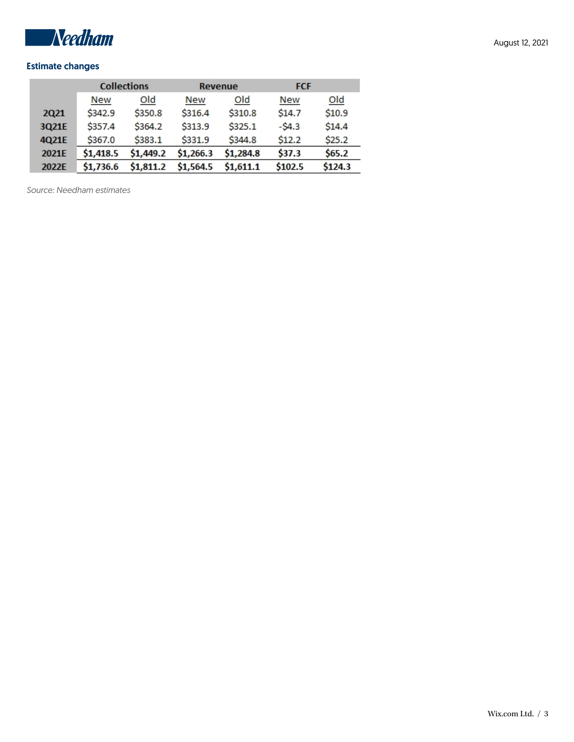## Estimate changes

| | Collections | | Revenue | | FCF | |
|---|---|---|---|---|---|---|
| | New | Old | New | Old | New | Old |
| 2Q21 | $342.9 | $350.8 | $316.4 | $310.8 | $14.7 | $10.9 |
| 3Q21E | $357.4 | $364.2 | $313.9 | $325.1 | -$4.3 | $14.4 |
| 4Q21E | $367.0 | $383.1 | $331.9 | $344.8 | $12.2 | $25.2 |
| **2021E** | **$1,418.5** | **$1,449.2** | **$1,266.3** | **$1,284.8** | **$37.3** | **$65.2** |
| **2022E** | **$1,736.6** | **$1,811.2** | **$1,564.5** | **$1,611.1** | **$102.5** | **$124.3** |

*Source: Needham estimates*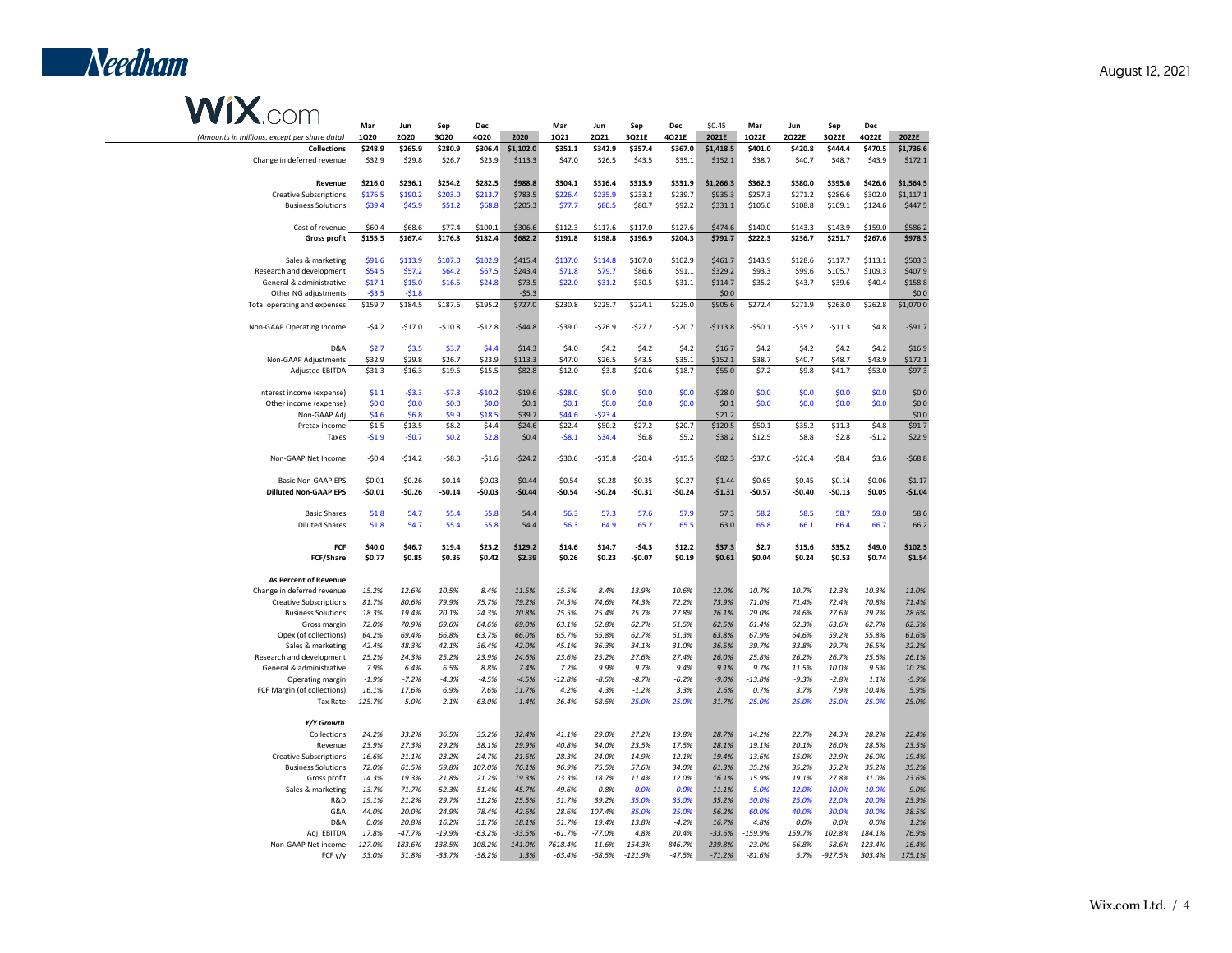# WiX.com

| (Amounts in millions, except per share data) | Mar 1Q20 | Jun 2Q20 | Sep 3Q20 | Dec 4Q20 | 2020 | Mar 1Q21 | Jun 2Q21 | Sep 3Q21E | Dec 4Q21E | $0.45 2021E | Mar 1Q22E | Jun 2Q22E | Sep 3Q22E | Dec 4Q22E | 2022E |
|---|---|---|---|---|---|---|---|---|---|---|---|---|---|---|---|
| **Collections** | **$248.9** | **$265.9** | **$280.9** | **$306.4** | **$1,102.0** | **$351.1** | **$342.9** | **$357.4** | **$367.0** | **$1,418.5** | **$401.0** | **$420.8** | **$444.4** | **$470.5** | **$1,736.6** |
| Change in deferred revenue | $32.9 | $29.8 | $26.7 | $23.9 | $113.3 | $47.0 | $26.5 | $43.5 | $35.1 | $152.1 | $38.7 | $40.7 | $48.7 | $43.9 | $172.1 |
| | | | | | | | | | | | | | | | |
| **Revenue** | **$216.0** | **$236.1** | **$254.2** | **$282.5** | **$988.8** | **$304.1** | **$316.4** | **$313.9** | **$331.9** | **$1,266.3** | **$362.3** | **$380.0** | **$395.6** | **$426.6** | **$1,564.5** |
| Creative Subscriptions | $176.5 | $190.2 | $203.0 | $213.7 | $783.5 | $226.4 | $235.9 | $233.2 | $239.7 | $935.3 | $257.3 | $271.2 | $286.6 | $302.0 | $1,117.1 |
| Business Solutions | $39.4 | $45.9 | $51.2 | $68.8 | $205.3 | $77.7 | $80.5 | $80.7 | $92.2 | $331.1 | $105.0 | $108.8 | $109.1 | $124.6 | $447.5 |
| | | | | | | | | | | | | | | | |
| Cost of revenue | $60.4 | $68.6 | $77.4 | $100.1 | $306.6 | $112.3 | $117.6 | $117.0 | $127.6 | $474.6 | $140.0 | $143.3 | $143.9 | $159.0 | $586.2 |
| **Gross profit** | **$155.5** | **$167.4** | **$176.8** | **$182.4** | **$682.2** | **$191.8** | **$198.8** | **$196.9** | **$204.3** | **$791.7** | **$222.3** | **$236.7** | **$251.7** | **$267.6** | **$978.3** |
| | | | | | | | | | | | | | | | |
| Sales & marketing | $91.6 | $113.9 | $107.0 | $102.9 | $415.4 | $137.0 | $114.8 | $107.0 | $102.9 | $461.7 | $143.9 | $128.6 | $117.7 | $113.1 | $503.3 |
| Research and development | $54.5 | $57.2 | $64.2 | $67.5 | $243.4 | $71.8 | $79.7 | $86.6 | $91.1 | $329.2 | $93.3 | $99.6 | $105.7 | $109.3 | $407.9 |
| General & administrative | $17.1 | $15.0 | $16.5 | $24.8 | $73.5 | $22.0 | $31.2 | $30.5 | $31.1 | $114.7 | $35.2 | $43.7 | $39.6 | $40.4 | $158.8 |
| Other NG adjustments | -$3.5 | -$1.8 | | | -$5.3 | | | | | $0.0 | | | | | $0.0 |
| Total operating and expenses | $159.7 | $184.5 | $187.6 | $195.2 | $727.0 | $230.8 | $225.7 | $224.1 | $225.0 | $905.6 | $272.4 | $271.9 | $263.0 | $262.8 | $1,070.0 |
| | | | | | | | | | | | | | | | |
| Non-GAAP Operating Income | -$4.2 | -$17.0 | -$10.8 | -$12.8 | -$44.8 | -$39.0 | -$26.9 | -$27.2 | -$20.7 | -$113.8 | -$50.1 | -$35.2 | -$11.3 | $4.8 | -$91.7 |
| | | | | | | | | | | | | | | | |
| D&A | $2.7 | $3.5 | $3.7 | $4.4 | $14.3 | $4.0 | $4.2 | $4.2 | $4.2 | $16.7 | $4.2 | $4.2 | $4.2 | $4.2 | $16.9 |
| Non-GAAP Adjustments | $32.9 | $29.8 | $26.7 | $23.9 | $113.3 | $47.0 | $26.5 | $43.5 | $35.1 | $152.1 | $38.7 | $40.7 | $48.7 | $43.9 | $172.1 |
| Adjusted EBITDA | $31.3 | $16.3 | $19.6 | $15.5 | $82.8 | $12.0 | $3.8 | $20.6 | $18.7 | $55.0 | -$7.2 | $9.8 | $41.7 | $53.0 | $97.3 |
| | | | | | | | | | | | | | | | |
| Interest income (expense) | $1.1 | -$3.3 | -$7.3 | -$10.2 | -$19.6 | -$28.0 | $0.0 | $0.0 | $0.0 | -$28.0 | $0.0 | $0.0 | $0.0 | $0.0 | $0.0 |
| Other income (expense) | $0.0 | $0.0 | $0.0 | $0.0 | $0.1 | $0.1 | $0.0 | $0.0 | $0.0 | $0.1 | $0.0 | $0.0 | $0.0 | $0.0 | $0.0 |
| Non-GAAP Adj | $4.6 | $6.8 | $9.9 | $18.5 | $39.7 | $44.6 | -$23.4 | | | $21.2 | | | | | $0.0 |
| Pretax income | $1.5 | -$13.5 | -$8.2 | -$4.4 | -$24.6 | -$22.4 | -$50.2 | -$27.2 | -$20.7 | -$120.5 | -$50.1 | -$35.2 | -$11.3 | $4.8 | -$91.7 |
| Taxes | -$1.9 | -$0.7 | $0.2 | $2.8 | $0.4 | -$8.1 | $34.4 | $6.8 | $5.2 | $38.2 | $12.5 | $8.8 | $2.8 | -$1.2 | $22.9 |
| | | | | | | | | | | | | | | | |
| Non-GAAP Net Income | -$0.4 | -$14.2 | -$8.0 | -$1.6 | -$24.2 | -$30.6 | -$15.8 | -$20.4 | -$15.5 | -$82.3 | -$37.6 | -$26.4 | -$8.4 | $3.6 | -$68.8 |
| | | | | | | | | | | | | | | | |
| Basic Non-GAAP EPS | -$0.01 | -$0.26 | -$0.14 | -$0.03 | -$0.44 | -$0.54 | -$0.28 | -$0.35 | -$0.27 | -$1.44 | -$0.65 | -$0.45 | -$0.14 | $0.06 | -$1.17 |
| **Dilluted Non-GAAP EPS** | **-$0.01** | **-$0.26** | **-$0.14** | **-$0.03** | **-$0.44** | **-$0.54** | **-$0.24** | **-$0.31** | **-$0.24** | **-$1.31** | **-$0.57** | **-$0.40** | **-$0.13** | **$0.05** | **-$1.04** |
| | | | | | | | | | | | | | | | |
| Basic Shares | 51.8 | 54.7 | 55.4 | 55.8 | 54.4 | 56.3 | 57.3 | 57.6 | 57.9 | 57.3 | 58.2 | 58.5 | 58.7 | 59.0 | 58.6 |
| Diluted Shares | 51.8 | 54.7 | 55.4 | 55.8 | 54.4 | 56.3 | 64.9 | 65.2 | 65.5 | 63.0 | 65.8 | 66.1 | 66.4 | 66.7 | 66.2 |
| | | | | | | | | | | | | | | | |
| **FCF** | **$40.0** | **$46.7** | **$19.4** | **$23.2** | **$129.2** | **$14.6** | **$14.7** | **-$4.3** | **$12.2** | **$37.3** | **$2.7** | **$15.6** | **$35.2** | **$49.0** | **$102.5** |
| **FCF/Share** | **$0.77** | **$0.85** | **$0.35** | **$0.42** | **$2.39** | **$0.26** | **$0.23** | **-$0.07** | **$0.19** | **$0.61** | **$0.04** | **$0.24** | **$0.53** | **$0.74** | **$1.54** |
| | | | | | | | | | | | | | | | |
| **As Percent of Revenue** | | | | | | | | | | | | | | | |
| Change in deferred revenue | 15.2% | 12.6% | 10.5% | 8.4% | 11.5% | 15.5% | 8.4% | 13.9% | 10.6% | 12.0% | 10.7% | 10.7% | 12.3% | 10.3% | 11.0% |
| Creative Subscriptions | 81.7% | 80.6% | 79.9% | 75.7% | 79.2% | 74.5% | 74.6% | 74.3% | 72.2% | 73.9% | 71.0% | 71.4% | 72.4% | 70.8% | 71.4% |
| Business Solutions | 18.3% | 19.4% | 20.1% | 24.3% | 20.8% | 25.5% | 25.4% | 25.7% | 27.8% | 26.1% | 29.0% | 28.6% | 27.6% | 29.2% | 28.6% |
| Gross margin | 72.0% | 70.9% | 69.6% | 64.6% | 69.0% | 63.1% | 62.8% | 62.7% | 61.5% | 62.5% | 61.4% | 62.3% | 63.6% | 62.7% | 62.5% |
| Opex (of collections) | 64.2% | 69.4% | 66.8% | 63.7% | 66.0% | 65.7% | 65.8% | 62.7% | 61.3% | 63.8% | 67.9% | 64.6% | 59.2% | 55.8% | 61.6% |
| Sales & marketing | 42.4% | 48.3% | 42.1% | 36.4% | 42.0% | 45.1% | 36.3% | 34.1% | 31.0% | 36.5% | 39.7% | 33.8% | 29.7% | 26.5% | 32.2% |
| Research and development | 25.2% | 24.3% | 25.2% | 23.9% | 24.6% | 23.6% | 25.2% | 27.6% | 27.4% | 26.0% | 25.8% | 26.2% | 26.7% | 25.6% | 26.1% |
| General & administrative | 7.9% | 6.4% | 6.5% | 8.8% | 7.4% | 7.2% | 9.9% | 9.7% | 9.4% | 9.1% | 9.7% | 11.5% | 10.0% | 9.5% | 10.2% |
| Operating margin | -1.9% | -7.2% | -4.3% | -4.5% | -4.5% | -12.8% | -8.5% | -8.7% | -6.2% | -9.0% | -13.8% | -9.3% | -2.8% | 1.1% | -5.9% |
| FCF Margin (of collections) | 16.1% | 17.6% | 6.9% | 7.6% | 11.7% | 4.2% | 4.3% | -1.2% | 3.3% | 2.6% | 0.7% | 3.7% | 7.9% | 10.4% | 5.9% |
| Tax Rate | 125.7% | -5.0% | 2.1% | 63.0% | 1.4% | -36.4% | 68.5% | 25.0% | 25.0% | 31.7% | 25.0% | 25.0% | 25.0% | 25.0% | 25.0% |
| | | | | | | | | | | | | | | | |
| ***Y/Y Growth*** | | | | | | | | | | | | | | | |
| Collections | 24.2% | 33.2% | 36.5% | 35.2% | 32.4% | 41.1% | 29.0% | 27.2% | 19.8% | 28.7% | 14.2% | 22.7% | 24.3% | 28.2% | 22.4% |
| Revenue | 23.9% | 27.3% | 29.2% | 38.1% | 29.9% | 40.8% | 34.0% | 23.5% | 17.5% | 28.1% | 19.1% | 20.1% | 26.0% | 28.5% | 23.5% |
| Creative Subscriptions | 16.6% | 21.1% | 23.2% | 24.7% | 21.6% | 28.3% | 24.0% | 14.9% | 12.1% | 19.4% | 13.6% | 15.0% | 22.9% | 26.0% | 19.4% |
| Business Solutions | 72.0% | 61.5% | 59.8% | 107.0% | 76.1% | 96.9% | 75.5% | 57.6% | 34.0% | 61.3% | 35.2% | 35.2% | 35.2% | 35.2% | 35.2% |
| Gross profit | 14.3% | 19.3% | 21.8% | 21.2% | 19.3% | 23.3% | 18.7% | 11.4% | 12.0% | 16.1% | 15.9% | 19.1% | 27.8% | 31.0% | 23.6% |
| Sales & marketing | 13.7% | 71.7% | 52.3% | 51.4% | 45.7% | 49.6% | 0.8% | 0.0% | 0.0% | 11.1% | 5.0% | 12.0% | 10.0% | 10.0% | 9.0% |
| R&D | 19.1% | 21.2% | 29.7% | 31.2% | 25.5% | 31.7% | 39.2% | 35.0% | 35.0% | 35.2% | 30.0% | 25.0% | 22.0% | 20.0% | 23.9% |
| G&A | 44.0% | 20.0% | 24.9% | 78.4% | 42.6% | 28.6% | 107.4% | 85.0% | 25.0% | 56.2% | 60.0% | 40.0% | 30.0% | 30.0% | 38.5% |
| D&A | 0.0% | 20.8% | 16.2% | 31.7% | 18.1% | 51.7% | 19.4% | 13.8% | -4.2% | 16.7% | 4.8% | 0.0% | 0.0% | 0.0% | 1.2% |
| Adj. EBITDA | 17.8% | -47.7% | -19.9% | -63.2% | -33.5% | -61.7% | -77.0% | 4.8% | 20.4% | -33.6% | -159.9% | 159.7% | 102.8% | 184.1% | 76.9% |
| Non-GAAP Net income | -127.0% | -183.6% | -138.5% | -108.2% | -141.0% | 7618.4% | 11.6% | 154.3% | 846.7% | 239.8% | 23.0% | 66.8% | -58.6% | -123.4% | -16.4% |
| FCF y/y | 33.0% | 51.8% | -33.7% | -38.2% | 1.3% | -63.4% | -68.5% | -121.9% | -47.5% | -71.2% | -81.6% | 5.7% | -927.5% | 303.4% | 175.1% |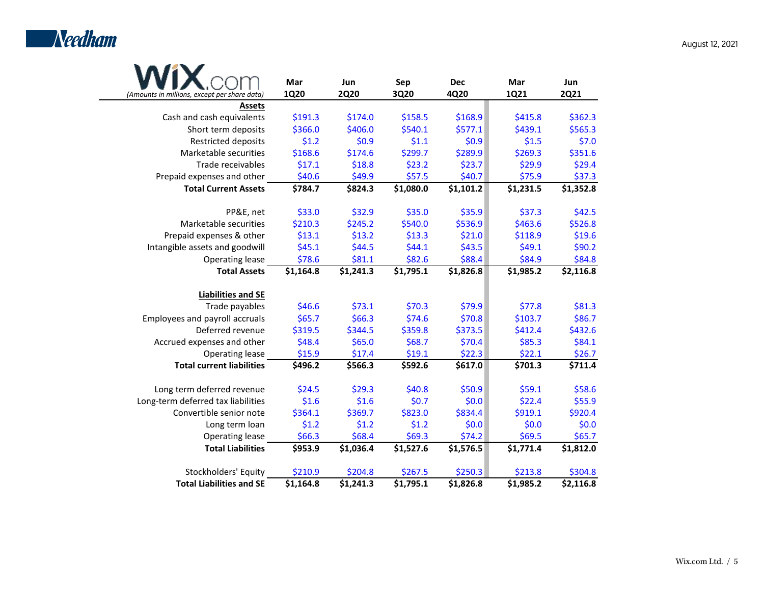| Wix.com (Amounts in millions, except per share data) | Mar 1Q20 | Jun 2Q20 | Sep 3Q20 | Dec 4Q20 | Mar 1Q21 | Jun 2Q21 |
|---|---|---|---|---|---|---|
| **Assets** | | | | | | |
| Cash and cash equivalents | $191.3 | $174.0 | $158.5 | $168.9 | $415.8 | $362.3 |
| Short term deposits | $366.0 | $406.0 | $540.1 | $577.1 | $439.1 | $565.3 |
| Restricted deposits | $1.2 | $0.9 | $1.1 | $0.9 | $1.5 | $7.0 |
| Marketable securities | $168.6 | $174.6 | $299.7 | $289.9 | $269.3 | $351.6 |
| Trade receivables | $17.1 | $18.8 | $23.2 | $23.7 | $29.9 | $29.4 |
| Prepaid expenses and other | $40.6 | $49.9 | $57.5 | $40.7 | $75.9 | $37.3 |
| **Total Current Assets** | **$784.7** | **$824.3** | **$1,080.0** | **$1,101.2** | **$1,231.5** | **$1,352.8** |
| PP&E, net | $33.0 | $32.9 | $35.0 | $35.9 | $37.3 | $42.5 |
| Marketable securities | $210.3 | $245.2 | $540.0 | $536.9 | $463.6 | $526.8 |
| Prepaid expenses & other | $13.1 | $13.2 | $13.3 | $21.0 | $118.9 | $19.6 |
| Intangible assets and goodwill | $45.1 | $44.5 | $44.1 | $43.5 | $49.1 | $90.2 |
| Operating lease | $78.6 | $81.1 | $82.6 | $88.4 | $84.9 | $84.8 |
| **Total Assets** | **$1,164.8** | **$1,241.3** | **$1,795.1** | **$1,826.8** | **$1,985.2** | **$2,116.8** |
| **Liabilities and SE** | | | | | | |
| Trade payables | $46.6 | $73.1 | $70.3 | $79.9 | $77.8 | $81.3 |
| Employees and payroll accruals | $65.7 | $66.3 | $74.6 | $70.8 | $103.7 | $86.7 |
| Deferred revenue | $319.5 | $344.5 | $359.8 | $373.5 | $412.4 | $432.6 |
| Accrued expenses and other | $48.4 | $65.0 | $68.7 | $70.4 | $85.3 | $84.1 |
| Operating lease | $15.9 | $17.4 | $19.1 | $22.3 | $22.1 | $26.7 |
| **Total current liabilities** | **$496.2** | **$566.3** | **$592.6** | **$617.0** | **$701.3** | **$711.4** |
| Long term deferred revenue | $24.5 | $29.3 | $40.8 | $50.9 | $59.1 | $58.6 |
| Long-term deferred tax liabilities | $1.6 | $1.6 | $0.7 | $0.0 | $22.4 | $55.9 |
| Convertible senior note | $364.1 | $369.7 | $823.0 | $834.4 | $919.1 | $920.4 |
| Long term loan | $1.2 | $1.2 | $1.2 | $0.0 | $0.0 | $0.0 |
| Operating lease | $66.3 | $68.4 | $69.3 | $74.2 | $69.5 | $65.7 |
| **Total Liabilities** | **$953.9** | **$1,036.4** | **$1,527.6** | **$1,576.5** | **$1,771.4** | **$1,812.0** |
| Stockholders' Equity | $210.9 | $204.8 | $267.5 | $250.3 | $213.8 | $304.8 |
| **Total Liabilities and SE** | **$1,164.8** | **$1,241.3** | **$1,795.1** | **$1,826.8** | **$1,985.2** | **$2,116.8** |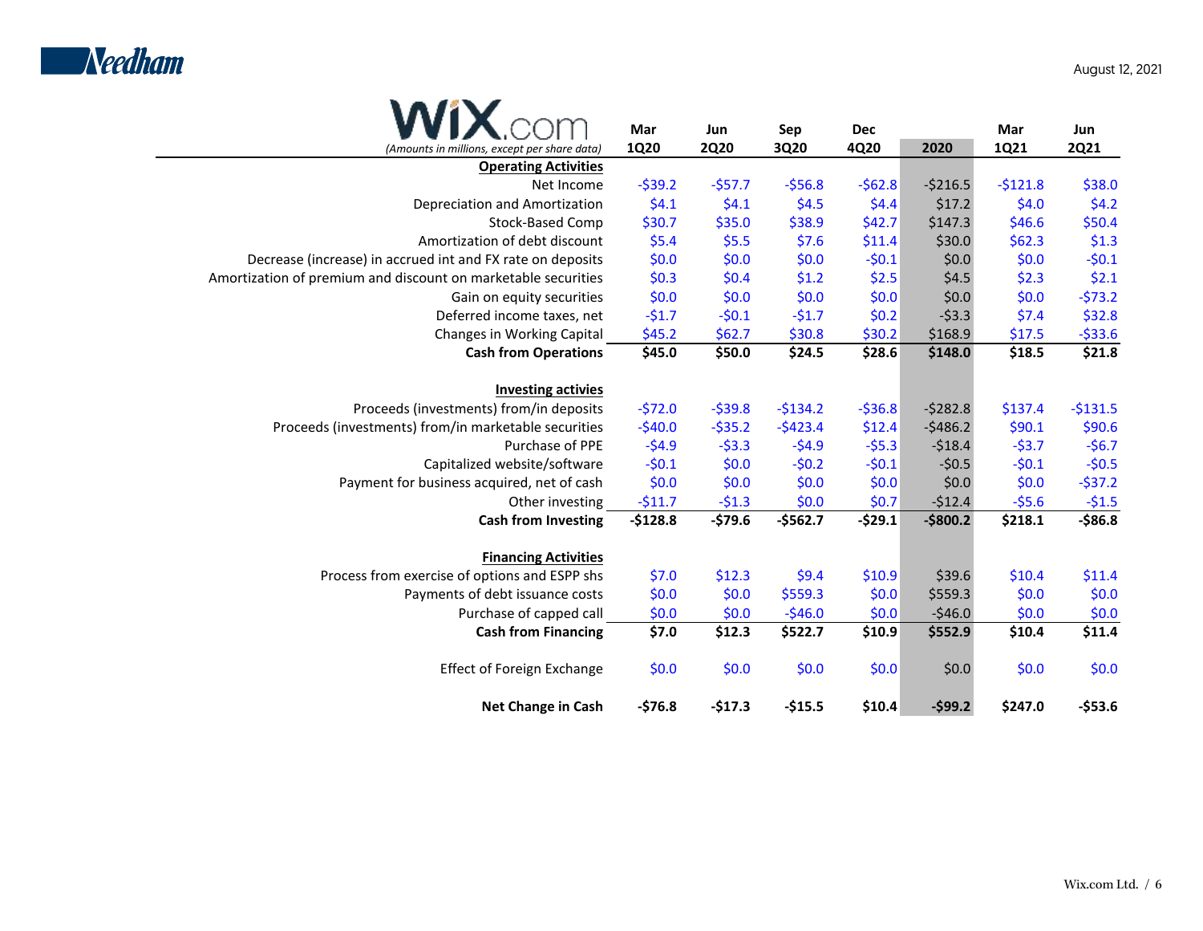Needham

August 12, 2021

| Wix.com *(Amounts in millions, except per share data)* | Mar 1Q20 | Jun 2Q20 | Sep 3Q20 | Dec 4Q20 | 2020 | Mar 1Q21 | Jun 2Q21 |
|---|---|---|---|---|---|---|---|
| **Operating Activities** | | | | | | | |
| Net Income | -$39.2 | -$57.7 | -$56.8 | -$62.8 | -$216.5 | -$121.8 | $38.0 |
| Depreciation and Amortization | $4.1 | $4.1 | $4.5 | $4.4 | $17.2 | $4.0 | $4.2 |
| Stock-Based Comp | $30.7 | $35.0 | $38.9 | $42.7 | $147.3 | $46.6 | $50.4 |
| Amortization of debt discount | $5.4 | $5.5 | $7.6 | $11.4 | $30.0 | $62.3 | $1.3 |
| Decrease (increase) in accrued int and FX rate on deposits | $0.0 | $0.0 | $0.0 | -$0.1 | $0.0 | $0.0 | -$0.1 |
| Amortization of premium and discount on marketable securities | $0.3 | $0.4 | $1.2 | $2.5 | $4.5 | $2.3 | $2.1 |
| Gain on equity securities | $0.0 | $0.0 | $0.0 | $0.0 | $0.0 | $0.0 | -$73.2 |
| Deferred income taxes, net | -$1.7 | -$0.1 | -$1.7 | $0.2 | -$3.3 | $7.4 | $32.8 |
| Changes in Working Capital | $45.2 | $62.7 | $30.8 | $30.2 | $168.9 | $17.5 | -$33.6 |
| **Cash from Operations** | **$45.0** | **$50.0** | **$24.5** | **$28.6** | **$148.0** | **$18.5** | **$21.8** |
| **Investing activies** | | | | | | | |
| Proceeds (investments) from/in deposits | -$72.0 | -$39.8 | -$134.2 | -$36.8 | -$282.8 | $137.4 | -$131.5 |
| Proceeds (investments) from/in marketable securities | -$40.0 | -$35.2 | -$423.4 | $12.4 | -$486.2 | $90.1 | $90.6 |
| Purchase of PPE | -$4.9 | -$3.3 | -$4.9 | -$5.3 | -$18.4 | -$3.7 | -$6.7 |
| Capitalized website/software | -$0.1 | $0.0 | -$0.2 | -$0.1 | -$0.5 | -$0.1 | -$0.5 |
| Payment for business acquired, net of cash | $0.0 | $0.0 | $0.0 | $0.0 | $0.0 | $0.0 | -$37.2 |
| Other investing | -$11.7 | -$1.3 | $0.0 | $0.7 | -$12.4 | -$5.6 | -$1.5 |
| **Cash from Investing** | **-$128.8** | **-$79.6** | **-$562.7** | **-$29.1** | **-$800.2** | **$218.1** | **-$86.8** |
| **Financing Activities** | | | | | | | |
| Process from exercise of options and ESPP shs | $7.0 | $12.3 | $9.4 | $10.9 | $39.6 | $10.4 | $11.4 |
| Payments of debt issuance costs | $0.0 | $0.0 | $559.3 | $0.0 | $559.3 | $0.0 | $0.0 |
| Purchase of capped call | $0.0 | $0.0 | -$46.0 | $0.0 | -$46.0 | $0.0 | $0.0 |
| **Cash from Financing** | **$7.0** | **$12.3** | **$522.7** | **$10.9** | **$552.9** | **$10.4** | **$11.4** |
| Effect of Foreign Exchange | $0.0 | $0.0 | $0.0 | $0.0 | $0.0 | $0.0 | $0.0 |
| **Net Change in Cash** | **-$76.8** | **-$17.3** | **-$15.5** | **$10.4** | **-$99.2** | **$247.0** | **-$53.6** |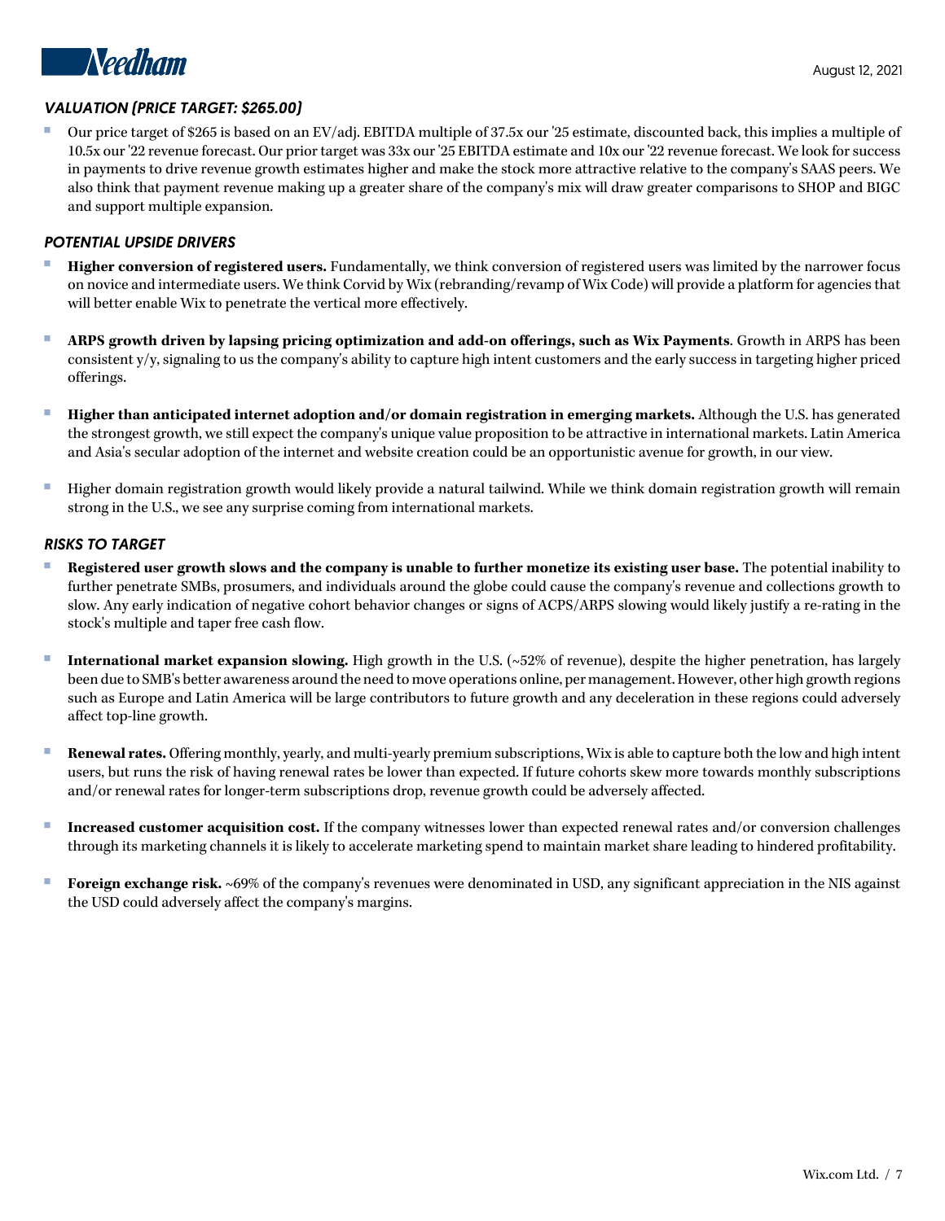### *VALUATION (PRICE TARGET: $265.00)*

- Our price target of $265 is based on an EV/adj. EBITDA multiple of 37.5x our '25 estimate, discounted back, this implies a multiple of 10.5x our '22 revenue forecast. Our prior target was 33x our '25 EBITDA estimate and 10x our '22 revenue forecast. We look for success in payments to drive revenue growth estimates higher and make the stock more attractive relative to the company's SAAS peers. We also think that payment revenue making up a greater share of the company's mix will draw greater comparisons to SHOP and BIGC and support multiple expansion.

### *POTENTIAL UPSIDE DRIVERS*

- **Higher conversion of registered users.** Fundamentally, we think conversion of registered users was limited by the narrower focus on novice and intermediate users. We think Corvid by Wix (rebranding/revamp of Wix Code) will provide a platform for agencies that will better enable Wix to penetrate the vertical more effectively.

- **ARPS growth driven by lapsing pricing optimization and add-on offerings, such as Wix Payments**. Growth in ARPS has been consistent y/y, signaling to us the company's ability to capture high intent customers and the early success in targeting higher priced offerings.

- **Higher than anticipated internet adoption and/or domain registration in emerging markets.** Although the U.S. has generated the strongest growth, we still expect the company's unique value proposition to be attractive in international markets. Latin America and Asia's secular adoption of the internet and website creation could be an opportunistic avenue for growth, in our view.

- Higher domain registration growth would likely provide a natural tailwind. While we think domain registration growth will remain strong in the U.S., we see any surprise coming from international markets.

### *RISKS TO TARGET*

- **Registered user growth slows and the company is unable to further monetize its existing user base.** The potential inability to further penetrate SMBs, prosumers, and individuals around the globe could cause the company's revenue and collections growth to slow. Any early indication of negative cohort behavior changes or signs of ACPS/ARPS slowing would likely justify a re-rating in the stock's multiple and taper free cash flow.

- **International market expansion slowing.** High growth in the U.S. (~52% of revenue), despite the higher penetration, has largely been due to SMB's better awareness around the need to move operations online, per management. However, other high growth regions such as Europe and Latin America will be large contributors to future growth and any deceleration in these regions could adversely affect top-line growth.

- **Renewal rates.** Offering monthly, yearly, and multi-yearly premium subscriptions, Wix is able to capture both the low and high intent users, but runs the risk of having renewal rates be lower than expected. If future cohorts skew more towards monthly subscriptions and/or renewal rates for longer-term subscriptions drop, revenue growth could be adversely affected.

- **Increased customer acquisition cost.** If the company witnesses lower than expected renewal rates and/or conversion challenges through its marketing channels it is likely to accelerate marketing spend to maintain market share leading to hindered profitability.

- **Foreign exchange risk.** ~69% of the company's revenues were denominated in USD, any significant appreciation in the NIS against the USD could adversely affect the company's margins.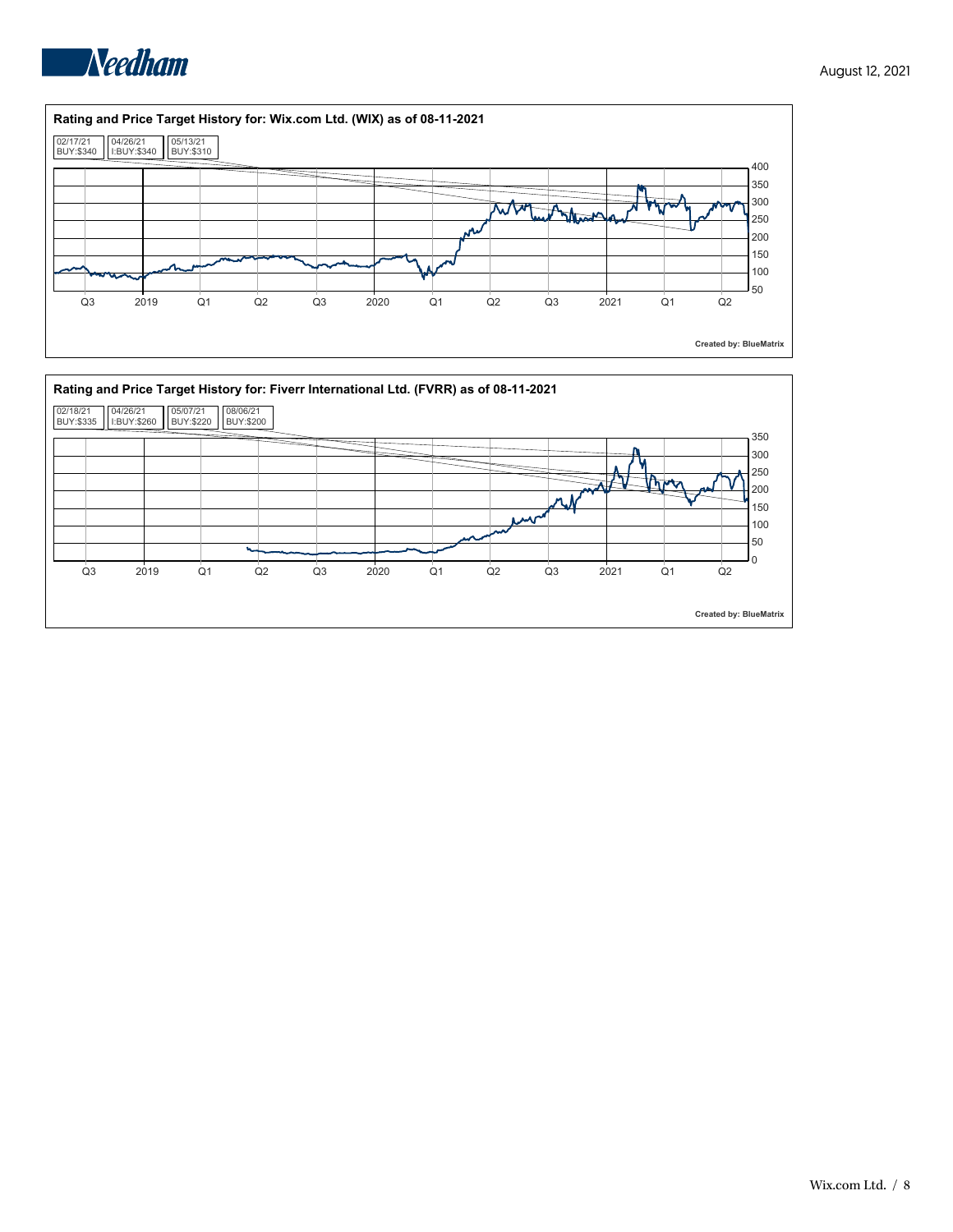## Rating and Price Target History for: Wix.com Ltd. (WIX) as of 08-11-2021

| Date | Rating:Price Target |
| --- | --- |
| 02/17/21 | BUY:$340 |
| 04/26/21 | I:BUY:$340 |
| 05/13/21 | BUY:$310 |

Created by: BlueMatrix

## Rating and Price Target History for: Fiverr International Ltd. (FVRR) as of 08-11-2021

| Date | Rating:Price Target |
| --- | --- |
| 02/18/21 | BUY:$335 |
| 04/26/21 | I:BUY:$260 |
| 05/07/21 | BUY:$220 |
| 08/06/21 | BUY:$200 |

Created by: BlueMatrix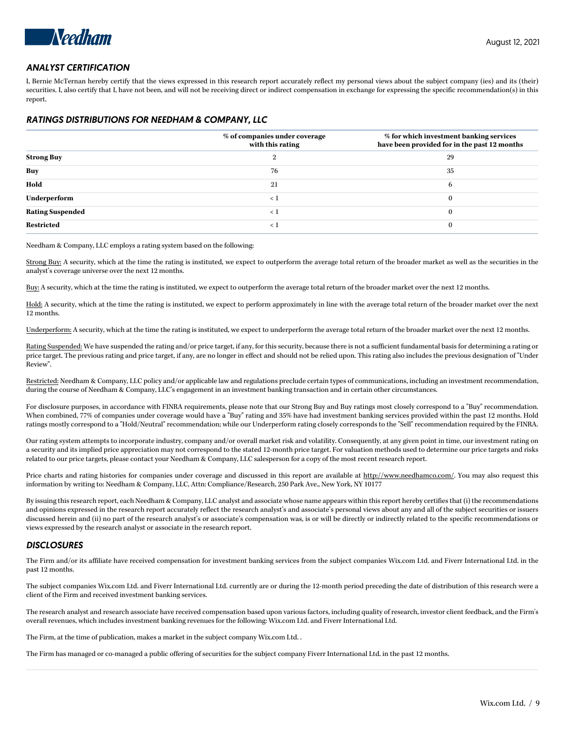## ANALYST CERTIFICATION

I, Bernie McTernan hereby certify that the views expressed in this research report accurately reflect my personal views about the subject company (ies) and its (their) securities. I, also certify that I, have not been, and will not be receiving direct or indirect compensation in exchange for expressing the specific recommendation(s) in this report.

## RATINGS DISTRIBUTIONS FOR NEEDHAM & COMPANY, LLC

| | % of companies under coverage with this rating | % for which investment banking services have been provided for in the past 12 months |
|---|---|---|
| **Strong Buy** | 2 | 29 |
| **Buy** | 76 | 35 |
| **Hold** | 21 | 6 |
| **Underperform** | < 1 | 0 |
| **Rating Suspended** | < 1 | 0 |
| **Restricted** | < 1 | 0 |

Needham & Company, LLC employs a rating system based on the following:

Strong Buy: A security, which at the time the rating is instituted, we expect to outperform the average total return of the broader market as well as the securities in the analyst's coverage universe over the next 12 months.

Buy: A security, which at the time the rating is instituted, we expect to outperform the average total return of the broader market over the next 12 months.

Hold: A security, which at the time the rating is instituted, we expect to perform approximately in line with the average total return of the broader market over the next 12 months.

Underperform: A security, which at the time the rating is instituted, we expect to underperform the average total return of the broader market over the next 12 months.

Rating Suspended: We have suspended the rating and/or price target, if any, for this security, because there is not a sufficient fundamental basis for determining a rating or price target. The previous rating and price target, if any, are no longer in effect and should not be relied upon. This rating also includes the previous designation of "Under Review".

Restricted: Needham & Company, LLC policy and/or applicable law and regulations preclude certain types of communications, including an investment recommendation, during the course of Needham & Company, LLC's engagement in an investment banking transaction and in certain other circumstances.

For disclosure purposes, in accordance with FINRA requirements, please note that our Strong Buy and Buy ratings most closely correspond to a "Buy" recommendation. When combined, 77% of companies under coverage would have a "Buy" rating and 35% have had investment banking services provided within the past 12 months. Hold ratings mostly correspond to a "Hold/Neutral" recommendation; while our Underperform rating closely corresponds to the "Sell" recommendation required by the FINRA.

Our rating system attempts to incorporate industry, company and/or overall market risk and volatility. Consequently, at any given point in time, our investment rating on a security and its implied price appreciation may not correspond to the stated 12-month price target. For valuation methods used to determine our price targets and risks related to our price targets, please contact your Needham & Company, LLC salesperson for a copy of the most recent research report.

Price charts and rating histories for companies under coverage and discussed in this report are available at http://www.needhamco.com/. You may also request this information by writing to: Needham & Company, LLC, Attn: Compliance/Research, 250 Park Ave., New York, NY 10177

By issuing this research report, each Needham & Company, LLC analyst and associate whose name appears within this report hereby certifies that (i) the recommendations and opinions expressed in the research report accurately reflect the research analyst's and associate's personal views about any and all of the subject securities or issuers discussed herein and (ii) no part of the research analyst's or associate's compensation was, is or will be directly or indirectly related to the specific recommendations or views expressed by the research analyst or associate in the research report.

## DISCLOSURES

The Firm and/or its affiliate have received compensation for investment banking services from the subject companies Wix.com Ltd. and Fiverr International Ltd. in the past 12 months.

The subject companies Wix.com Ltd. and Fiverr International Ltd. currently are or during the 12-month period preceding the date of distribution of this research were a client of the Firm and received investment banking services.

The research analyst and research associate have received compensation based upon various factors, including quality of research, investor client feedback, and the Firm's overall revenues, which includes investment banking revenues for the following: Wix.com Ltd. and Fiverr International Ltd.

The Firm, at the time of publication, makes a market in the subject company Wix.com Ltd. .

The Firm has managed or co-managed a public offering of securities for the subject company Fiverr International Ltd. in the past 12 months.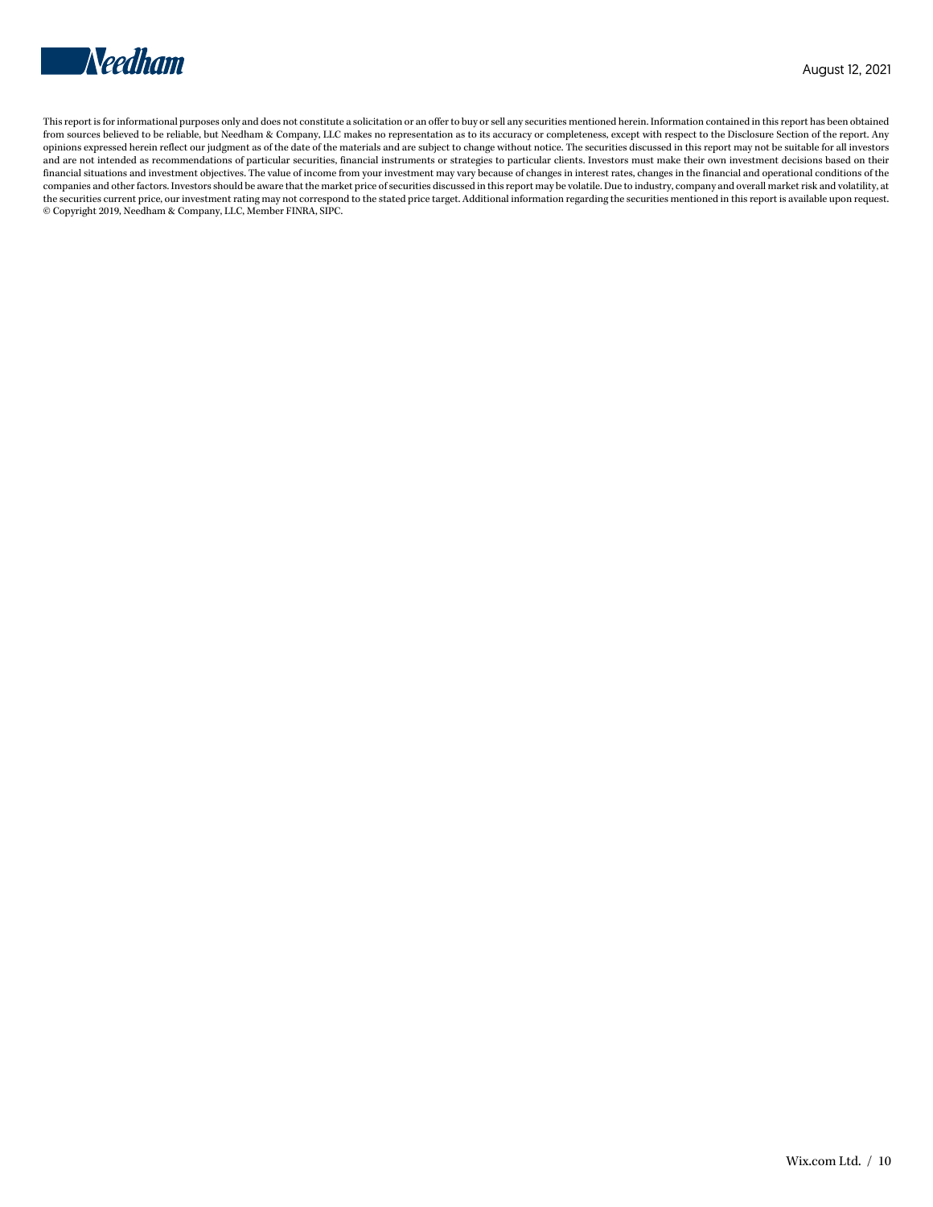This report is for informational purposes only and does not constitute a solicitation or an offer to buy or sell any securities mentioned herein. Information contained in this report has been obtained from sources believed to be reliable, but Needham & Company, LLC makes no representation as to its accuracy or completeness, except with respect to the Disclosure Section of the report. Any opinions expressed herein reflect our judgment as of the date of the materials and are subject to change without notice. The securities discussed in this report may not be suitable for all investors and are not intended as recommendations of particular securities, financial instruments or strategies to particular clients. Investors must make their own investment decisions based on their financial situations and investment objectives. The value of income from your investment may vary because of changes in interest rates, changes in the financial and operational conditions of the companies and other factors. Investors should be aware that the market price of securities discussed in this report may be volatile. Due to industry, company and overall market risk and volatility, at the securities current price, our investment rating may not correspond to the stated price target. Additional information regarding the securities mentioned in this report is available upon request. © Copyright 2019, Needham & Company, LLC, Member FINRA, SIPC.